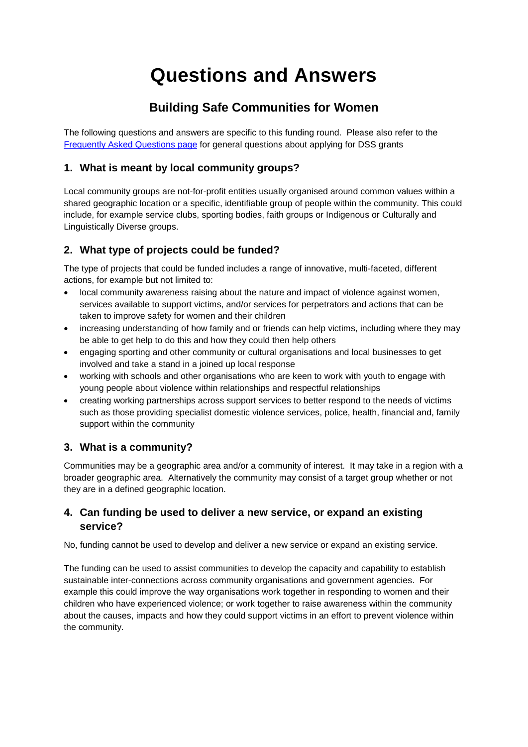# Questions and Answers

## Building Safe Communities for Women

The following questions and answers are specific to this funding round. Please also refer to the [Frequently Asked Questions page] for general questions about applying for DSS grants

### 1. What is meant by local community groups?

Local community groups are not-for-profit entities usually organised around common values within a shared geographic location or a specific, identifiable group of people within the community. This could include, for example service clubs, sporting bodies, faith groups or Indigenous or Culturally and Linguistically Diverse groups.

### 2. What type of projects could be funded?

The type of projects that could be funded includes a range of innovative, multi-faceted, different actions, for example but not limited to:

- local community awareness raising about the nature and impact of violence against women, services available to support victims, and/or services for perpetrators and actions that can be taken to improve safety for women and their children
- increasing understanding of how family and or friends can help victims, including where they may be able to get help to do this and how they could then help others
- engaging sporting and other community or cultural organisations and local businesses to get involved and take a stand in a joined up local response
- working with schools and other organisations who are keen to work with youth to engage with young people about violence within relationships and respectful relationships
- creating working partnerships across support services to better respond to the needs of victims such as those providing specialist domestic violence services, police, health, financial and, family support within the community

### 3. What is a community?

Communities may be a geographic area and/or a community of interest. It may take in a region with a broader geographic area. Alternatively the community may consist of a target group whether or not they are in a defined geographic location.

### 4. Can funding be used to deliver a new service, or expand an existing service?

No, funding cannot be used to develop and deliver a new service or expand an existing service.

The funding can be used to assist communities to develop the capacity and capability to establish sustainable inter-connections across community organisations and government agencies. For example this could improve the way organisations work together in responding to women and their children who have experienced violence; or work together to raise awareness within the community about the causes, impacts and how they could support victims in an effort to prevent violence within the community.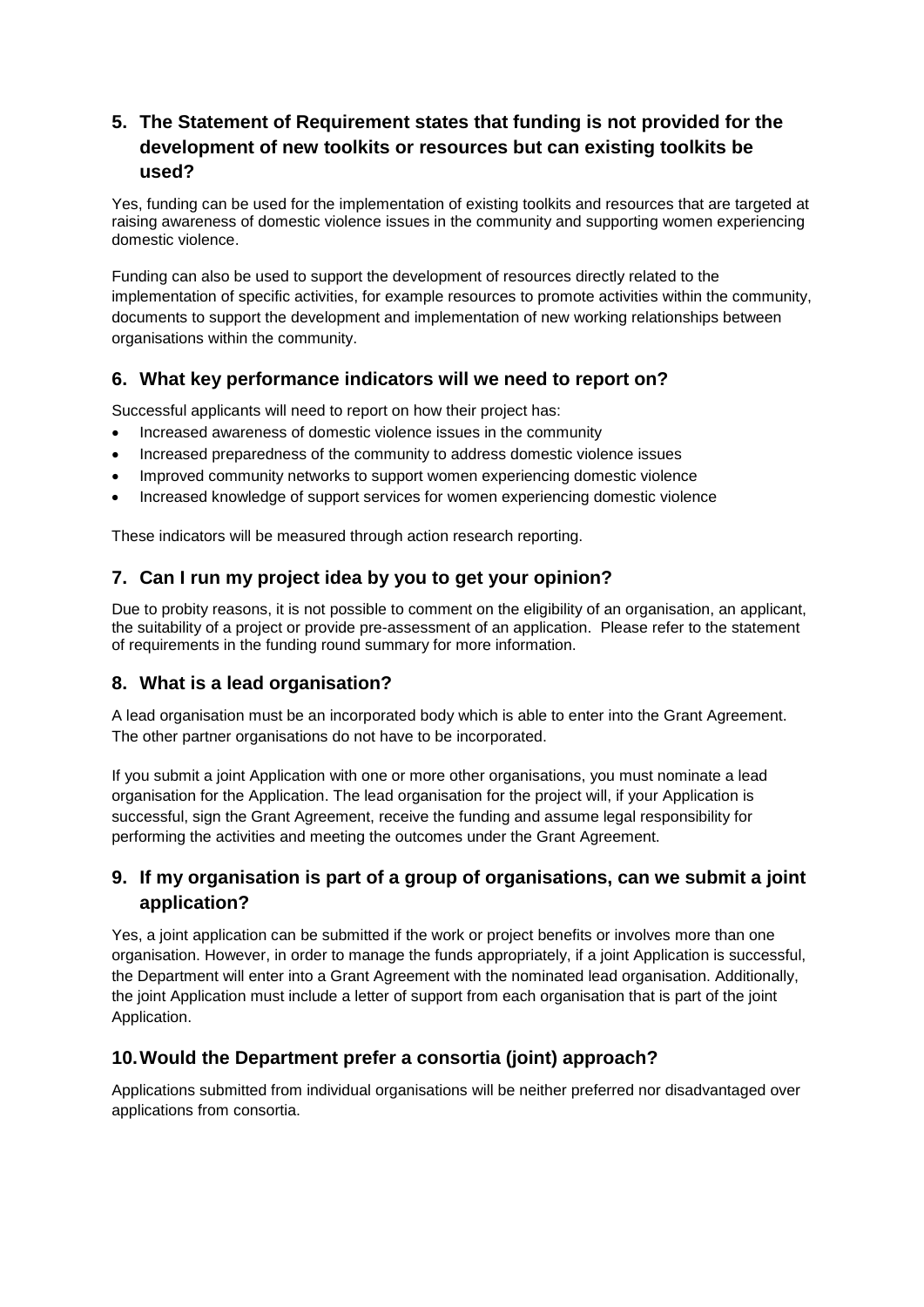## 5. The Statement of Requirement states that funding is not provided for the development of new toolkits or resources but can existing toolkits be used?

Yes, funding can be used for the implementation of existing toolkits and resources that are targeted at raising awareness of domestic violence issues in the community and supporting women experiencing domestic violence.

Funding can also be used to support the development of resources directly related to the implementation of specific activities, for example resources to promote activities within the community, documents to support the development and implementation of new working relationships between organisations within the community.

## 6. What key performance indicators will we need to report on?

Successful applicants will need to report on how their project has:

- Increased awareness of domestic violence issues in the community
- Increased preparedness of the community to address domestic violence issues
- Improved community networks to support women experiencing domestic violence
- Increased knowledge of support services for women experiencing domestic violence

These indicators will be measured through action research reporting.

## 7. Can I run my project idea by you to get your opinion?

Due to probity reasons, it is not possible to comment on the eligibility of an organisation, an applicant, the suitability of a project or provide pre-assessment of an application. Please refer to the statement of requirements in the funding round summary for more information.

## 8. What is a lead organisation?

A lead organisation must be an incorporated body which is able to enter into the Grant Agreement. The other partner organisations do not have to be incorporated.

If you submit a joint Application with one or more other organisations, you must nominate a lead organisation for the Application. The lead organisation for the project will, if your Application is successful, sign the Grant Agreement, receive the funding and assume legal responsibility for performing the activities and meeting the outcomes under the Grant Agreement.

## 9. If my organisation is part of a group of organisations, can we submit a joint application?

Yes, a joint application can be submitted if the work or project benefits or involves more than one organisation. However, in order to manage the funds appropriately, if a joint Application is successful, the Department will enter into a Grant Agreement with the nominated lead organisation. Additionally, the joint Application must include a letter of support from each organisation that is part of the joint Application.

## 10. Would the Department prefer a consortia (joint) approach?

Applications submitted from individual organisations will be neither preferred nor disadvantaged over applications from consortia.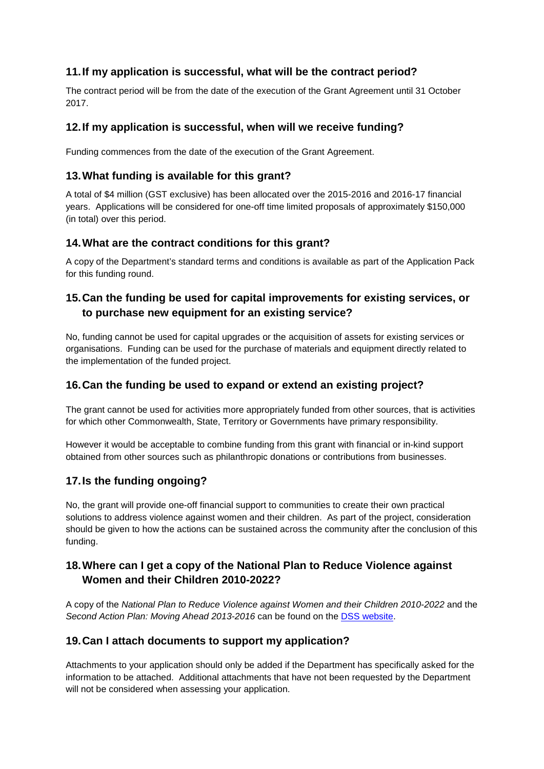## 11. If my application is successful, what will be the contract period?

The contract period will be from the date of the execution of the Grant Agreement until 31 October 2017.

## 12. If my application is successful, when will we receive funding?

Funding commences from the date of the execution of the Grant Agreement.

## 13. What funding is available for this grant?

A total of $4 million (GST exclusive) has been allocated over the 2015-2016 and 2016-17 financial years. Applications will be considered for one-off time limited proposals of approximately $150,000 (in total) over this period.

## 14. What are the contract conditions for this grant?

A copy of the Department's standard terms and conditions is available as part of the Application Pack for this funding round.

## 15. Can the funding be used for capital improvements for existing services, or to purchase new equipment for an existing service?

No, funding cannot be used for capital upgrades or the acquisition of assets for existing services or organisations. Funding can be used for the purchase of materials and equipment directly related to the implementation of the funded project.

## 16. Can the funding be used to expand or extend an existing project?

The grant cannot be used for activities more appropriately funded from other sources, that is activities for which other Commonwealth, State, Territory or Governments have primary responsibility.

However it would be acceptable to combine funding from this grant with financial or in-kind support obtained from other sources such as philanthropic donations or contributions from businesses.

## 17. Is the funding ongoing?

No, the grant will provide one-off financial support to communities to create their own practical solutions to address violence against women and their children. As part of the project, consideration should be given to how the actions can be sustained across the community after the conclusion of this funding.

## 18. Where can I get a copy of the National Plan to Reduce Violence against Women and their Children 2010-2022?

A copy of the *National Plan to Reduce Violence against Women and their Children 2010-2022* and the *Second Action Plan: Moving Ahead 2013-2016* can be found on the DSS website.

## 19. Can I attach documents to support my application?

Attachments to your application should only be added if the Department has specifically asked for the information to be attached. Additional attachments that have not been requested by the Department will not be considered when assessing your application.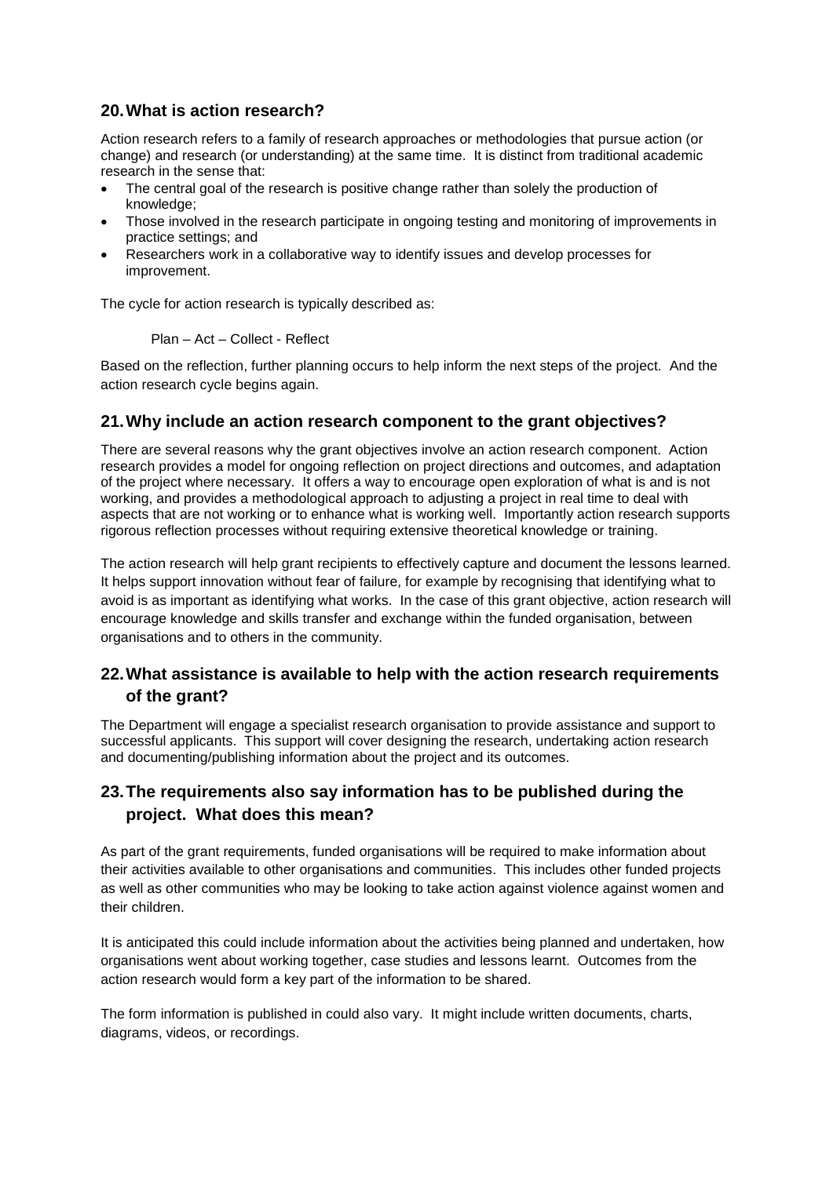## 20. What is action research?

Action research refers to a family of research approaches or methodologies that pursue action (or change) and research (or understanding) at the same time. It is distinct from traditional academic research in the sense that:

- The central goal of the research is positive change rather than solely the production of knowledge;
- Those involved in the research participate in ongoing testing and monitoring of improvements in practice settings; and
- Researchers work in a collaborative way to identify issues and develop processes for improvement.

The cycle for action research is typically described as:

Plan – Act – Collect - Reflect

Based on the reflection, further planning occurs to help inform the next steps of the project. And the action research cycle begins again.

## 21. Why include an action research component to the grant objectives?

There are several reasons why the grant objectives involve an action research component. Action research provides a model for ongoing reflection on project directions and outcomes, and adaptation of the project where necessary. It offers a way to encourage open exploration of what is and is not working, and provides a methodological approach to adjusting a project in real time to deal with aspects that are not working or to enhance what is working well. Importantly action research supports rigorous reflection processes without requiring extensive theoretical knowledge or training.

The action research will help grant recipients to effectively capture and document the lessons learned. It helps support innovation without fear of failure, for example by recognising that identifying what to avoid is as important as identifying what works. In the case of this grant objective, action research will encourage knowledge and skills transfer and exchange within the funded organisation, between organisations and to others in the community.

## 22. What assistance is available to help with the action research requirements of the grant?

The Department will engage a specialist research organisation to provide assistance and support to successful applicants. This support will cover designing the research, undertaking action research and documenting/publishing information about the project and its outcomes.

## 23. The requirements also say information has to be published during the project. What does this mean?

As part of the grant requirements, funded organisations will be required to make information about their activities available to other organisations and communities. This includes other funded projects as well as other communities who may be looking to take action against violence against women and their children.

It is anticipated this could include information about the activities being planned and undertaken, how organisations went about working together, case studies and lessons learnt. Outcomes from the action research would form a key part of the information to be shared.

The form information is published in could also vary. It might include written documents, charts, diagrams, videos, or recordings.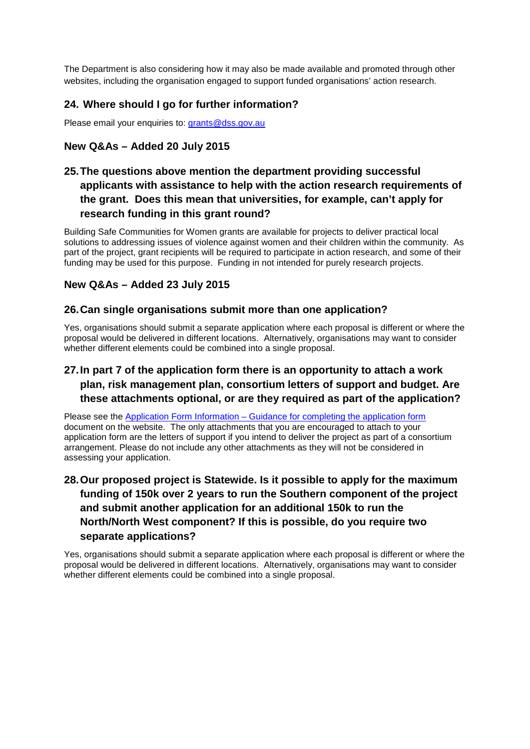The Department is also considering how it may also be made available and promoted through other websites, including the organisation engaged to support funded organisations' action research.

## 24. Where should I go for further information?

Please email your enquiries to: [grants@dss.gov.au](mailto:grants@dss.gov.au)

## New Q&As – Added 20 July 2015

## 25. The questions above mention the department providing successful applicants with assistance to help with the action research requirements of the grant. Does this mean that universities, for example, can't apply for research funding in this grant round?

Building Safe Communities for Women grants are available for projects to deliver practical local solutions to addressing issues of violence against women and their children within the community. As part of the project, grant recipients will be required to participate in action research, and some of their funding may be used for this purpose. Funding in not intended for purely research projects.

## New Q&As – Added 23 July 2015

## 26. Can single organisations submit more than one application?

Yes, organisations should submit a separate application where each proposal is different or where the proposal would be delivered in different locations. Alternatively, organisations may want to consider whether different elements could be combined into a single proposal.

## 27. In part 7 of the application form there is an opportunity to attach a work plan, risk management plan, consortium letters of support and budget. Are these attachments optional, or are they required as part of the application?

Please see the Application Form Information – Guidance for completing the application form document on the website. The only attachments that you are encouraged to attach to your application form are the letters of support if you intend to deliver the project as part of a consortium arrangement. Please do not include any other attachments as they will not be considered in assessing your application.

## 28. Our proposed project is Statewide. Is it possible to apply for the maximum funding of 150k over 2 years to run the Southern component of the project and submit another application for an additional 150k to run the North/North West component? If this is possible, do you require two separate applications?

Yes, organisations should submit a separate application where each proposal is different or where the proposal would be delivered in different locations. Alternatively, organisations may want to consider whether different elements could be combined into a single proposal.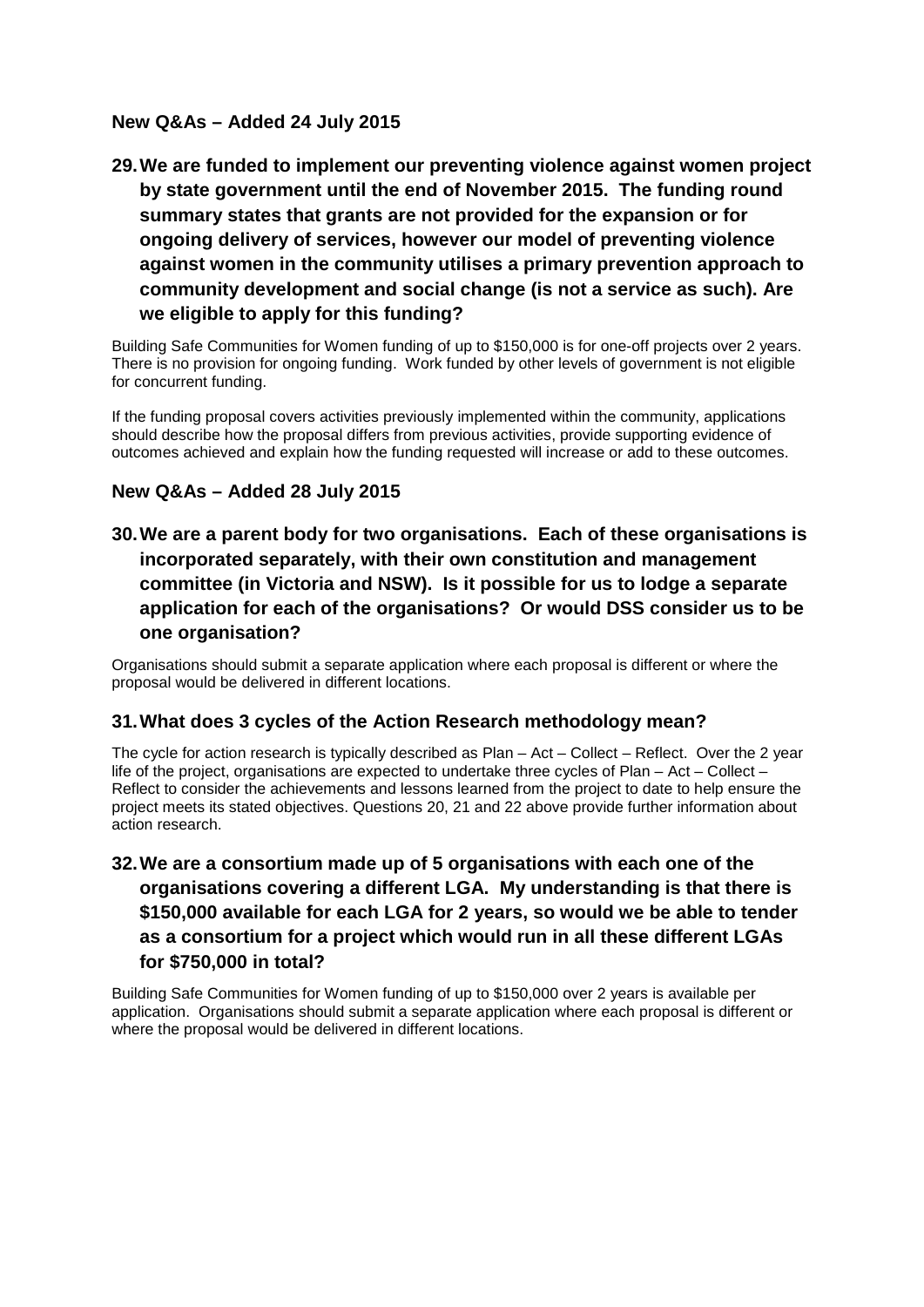## New Q&As – Added 24 July 2015

### 29. We are funded to implement our preventing violence against women project by state government until the end of November 2015. The funding round summary states that grants are not provided for the expansion or for ongoing delivery of services, however our model of preventing violence against women in the community utilises a primary prevention approach to community development and social change (is not a service as such). Are we eligible to apply for this funding?

Building Safe Communities for Women funding of up to $150,000 is for one-off projects over 2 years. There is no provision for ongoing funding. Work funded by other levels of government is not eligible for concurrent funding.

If the funding proposal covers activities previously implemented within the community, applications should describe how the proposal differs from previous activities, provide supporting evidence of outcomes achieved and explain how the funding requested will increase or add to these outcomes.

## New Q&As – Added 28 July 2015

### 30. We are a parent body for two organisations. Each of these organisations is incorporated separately, with their own constitution and management committee (in Victoria and NSW). Is it possible for us to lodge a separate application for each of the organisations? Or would DSS consider us to be one organisation?

Organisations should submit a separate application where each proposal is different or where the proposal would be delivered in different locations.

### 31. What does 3 cycles of the Action Research methodology mean?

The cycle for action research is typically described as Plan – Act – Collect – Reflect. Over the 2 year life of the project, organisations are expected to undertake three cycles of Plan – Act – Collect – Reflect to consider the achievements and lessons learned from the project to date to help ensure the project meets its stated objectives. Questions 20, 21 and 22 above provide further information about action research.

### 32. We are a consortium made up of 5 organisations with each one of the organisations covering a different LGA. My understanding is that there is $150,000 available for each LGA for 2 years, so would we be able to tender as a consortium for a project which would run in all these different LGAs for $750,000 in total?

Building Safe Communities for Women funding of up to $150,000 over 2 years is available per application. Organisations should submit a separate application where each proposal is different or where the proposal would be delivered in different locations.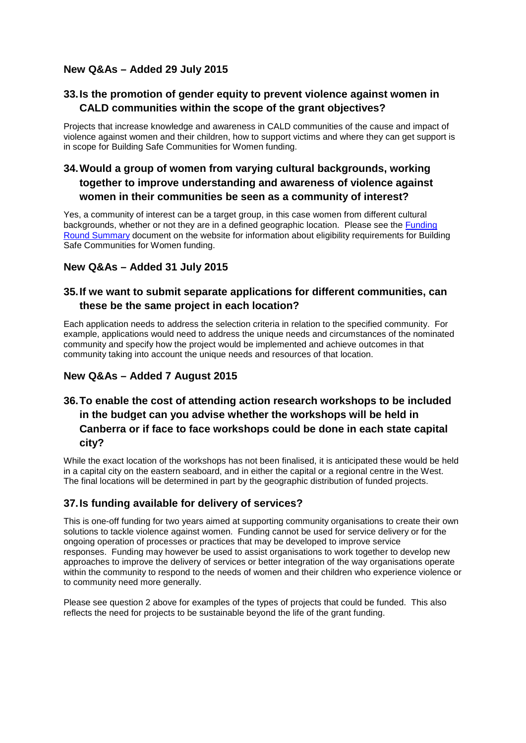## New Q&As – Added 29 July 2015

### 33. Is the promotion of gender equity to prevent violence against women in CALD communities within the scope of the grant objectives?

Projects that increase knowledge and awareness in CALD communities of the cause and impact of violence against women and their children, how to support victims and where they can get support is in scope for Building Safe Communities for Women funding.

### 34. Would a group of women from varying cultural backgrounds, working together to improve understanding and awareness of violence against women in their communities be seen as a community of interest?

Yes, a community of interest can be a target group, in this case women from different cultural backgrounds, whether or not they are in a defined geographic location. Please see the Funding Round Summary document on the website for information about eligibility requirements for Building Safe Communities for Women funding.

## New Q&As – Added 31 July 2015

### 35. If we want to submit separate applications for different communities, can these be the same project in each location?

Each application needs to address the selection criteria in relation to the specified community. For example, applications would need to address the unique needs and circumstances of the nominated community and specify how the project would be implemented and achieve outcomes in that community taking into account the unique needs and resources of that location.

## New Q&As – Added 7 August 2015

### 36. To enable the cost of attending action research workshops to be included in the budget can you advise whether the workshops will be held in Canberra or if face to face workshops could be done in each state capital city?

While the exact location of the workshops has not been finalised, it is anticipated these would be held in a capital city on the eastern seaboard, and in either the capital or a regional centre in the West. The final locations will be determined in part by the geographic distribution of funded projects.

### 37. Is funding available for delivery of services?

This is one-off funding for two years aimed at supporting community organisations to create their own solutions to tackle violence against women. Funding cannot be used for service delivery or for the ongoing operation of processes or practices that may be developed to improve service responses. Funding may however be used to assist organisations to work together to develop new approaches to improve the delivery of services or better integration of the way organisations operate within the community to respond to the needs of women and their children who experience violence or to community need more generally.

Please see question 2 above for examples of the types of projects that could be funded. This also reflects the need for projects to be sustainable beyond the life of the grant funding.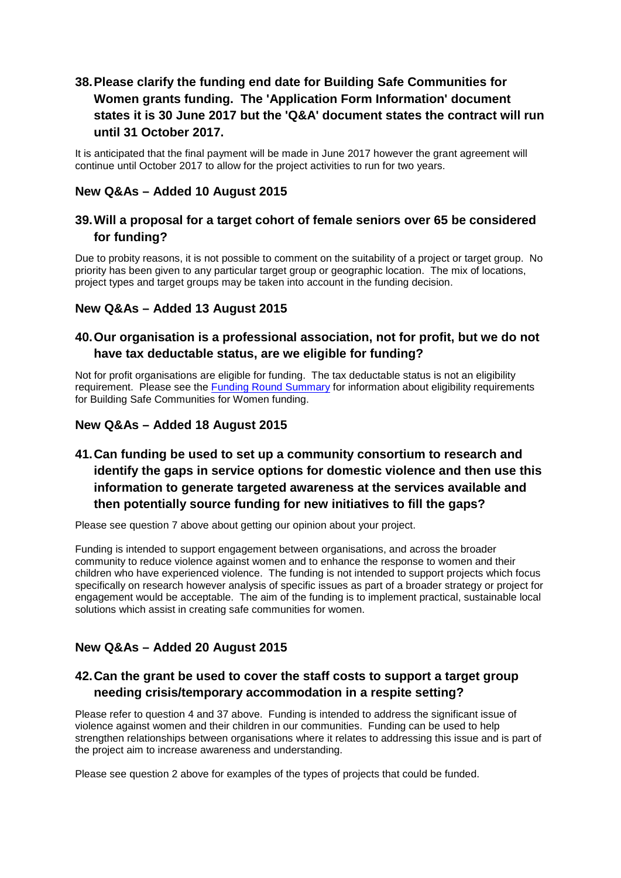## 38. Please clarify the funding end date for Building Safe Communities for Women grants funding. The 'Application Form Information' document states it is 30 June 2017 but the 'Q&A' document states the contract will run until 31 October 2017.

It is anticipated that the final payment will be made in June 2017 however the grant agreement will continue until October 2017 to allow for the project activities to run for two years.

### New Q&As – Added 10 August 2015

## 39. Will a proposal for a target cohort of female seniors over 65 be considered for funding?

Due to probity reasons, it is not possible to comment on the suitability of a project or target group. No priority has been given to any particular target group or geographic location. The mix of locations, project types and target groups may be taken into account in the funding decision.

### New Q&As – Added 13 August 2015

## 40. Our organisation is a professional association, not for profit, but we do not have tax deductable status, are we eligible for funding?

Not for profit organisations are eligible for funding. The tax deductable status is not an eligibility requirement. Please see the Funding Round Summary for information about eligibility requirements for Building Safe Communities for Women funding.

### New Q&As – Added 18 August 2015

## 41. Can funding be used to set up a community consortium to research and identify the gaps in service options for domestic violence and then use this information to generate targeted awareness at the services available and then potentially source funding for new initiatives to fill the gaps?

Please see question 7 above about getting our opinion about your project.

Funding is intended to support engagement between organisations, and across the broader community to reduce violence against women and to enhance the response to women and their children who have experienced violence. The funding is not intended to support projects which focus specifically on research however analysis of specific issues as part of a broader strategy or project for engagement would be acceptable. The aim of the funding is to implement practical, sustainable local solutions which assist in creating safe communities for women.

### New Q&As – Added 20 August 2015

## 42. Can the grant be used to cover the staff costs to support a target group needing crisis/temporary accommodation in a respite setting?

Please refer to question 4 and 37 above. Funding is intended to address the significant issue of violence against women and their children in our communities. Funding can be used to help strengthen relationships between organisations where it relates to addressing this issue and is part of the project aim to increase awareness and understanding.

Please see question 2 above for examples of the types of projects that could be funded.